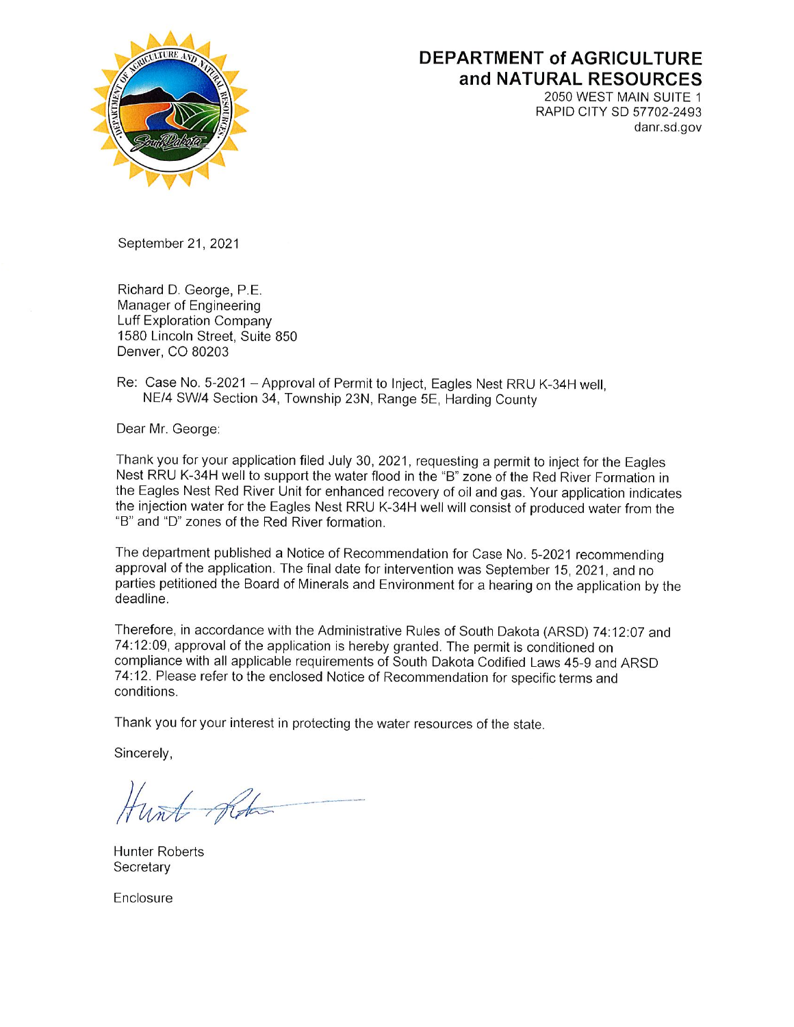# DEPARTMENT of AGRICULTURE and NATURAL RESOURCES

2050 WEST MAIN SUITE 1
RAPID CITY SD 57702-2493
danr.sd.gov

September 21, 2021

Richard D. George, P.E.
Manager of Engineering
Luff Exploration Company
1580 Lincoln Street, Suite 850
Denver, CO 80203

Re: Case No. 5-2021 – Approval of Permit to Inject, Eagles Nest RRU K-34H well, NE/4 SW/4 Section 34, Township 23N, Range 5E, Harding County

Dear Mr. George:

Thank you for your application filed July 30, 2021, requesting a permit to inject for the Eagles Nest RRU K-34H well to support the water flood in the "B" zone of the Red River Formation in the Eagles Nest Red River Unit for enhanced recovery of oil and gas. Your application indicates the injection water for the Eagles Nest RRU K-34H well will consist of produced water from the "B" and "D" zones of the Red River formation.

The department published a Notice of Recommendation for Case No. 5-2021 recommending approval of the application. The final date for intervention was September 15, 2021, and no parties petitioned the Board of Minerals and Environment for a hearing on the application by the deadline.

Therefore, in accordance with the Administrative Rules of South Dakota (ARSD) 74:12:07 and 74:12:09, approval of the application is hereby granted. The permit is conditioned on compliance with all applicable requirements of South Dakota Codified Laws 45-9 and ARSD 74:12. Please refer to the enclosed Notice of Recommendation for specific terms and conditions.

Thank you for your interest in protecting the water resources of the state.

Sincerely,

Hunter Roberts
Secretary

Enclosure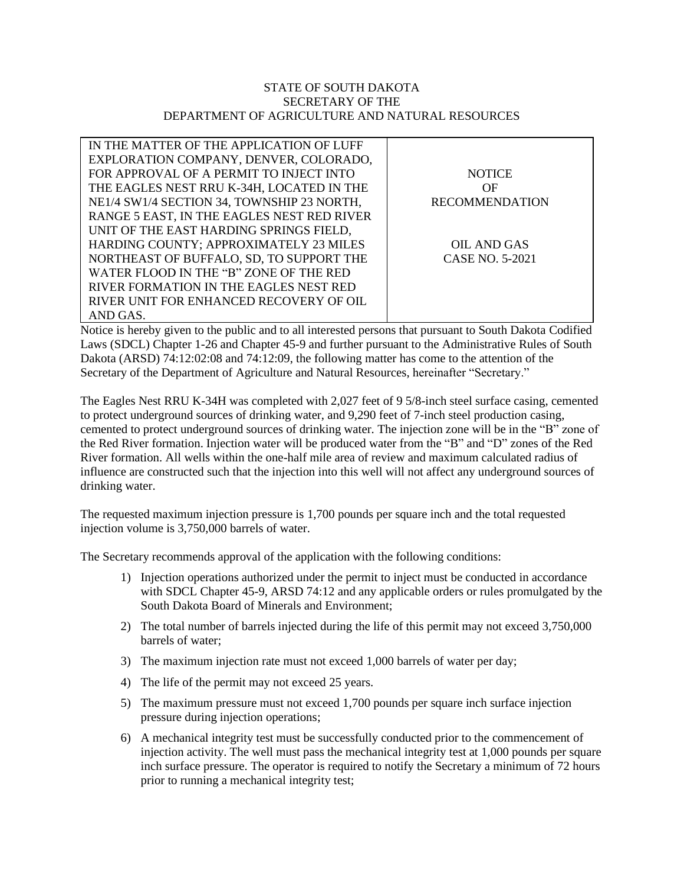STATE OF SOUTH DAKOTA
SECRETARY OF THE
DEPARTMENT OF AGRICULTURE AND NATURAL RESOURCES

| IN THE MATTER OF THE APPLICATION OF LUFF EXPLORATION COMPANY, DENVER, COLORADO, FOR APPROVAL OF A PERMIT TO INJECT INTO THE EAGLES NEST RRU K-34H, LOCATED IN THE NE1/4 SW1/4 SECTION 34, TOWNSHIP 23 NORTH, RANGE 5 EAST, IN THE EAGLES NEST RED RIVER UNIT OF THE EAST HARDING SPRINGS FIELD, HARDING COUNTY; APPROXIMATELY 23 MILES NORTHEAST OF BUFFALO, SD, TO SUPPORT THE WATER FLOOD IN THE "B" ZONE OF THE RED RIVER FORMATION IN THE EAGLES NEST RED RIVER UNIT FOR ENHANCED RECOVERY OF OIL AND GAS. | NOTICE OF RECOMMENDATION<br><br>OIL AND GAS CASE NO. 5-2021 |
|---|---|

Notice is hereby given to the public and to all interested persons that pursuant to South Dakota Codified Laws (SDCL) Chapter 1-26 and Chapter 45-9 and further pursuant to the Administrative Rules of South Dakota (ARSD) 74:12:02:08 and 74:12:09, the following matter has come to the attention of the Secretary of the Department of Agriculture and Natural Resources, hereinafter "Secretary."

The Eagles Nest RRU K-34H was completed with 2,027 feet of 9 5/8-inch steel surface casing, cemented to protect underground sources of drinking water, and 9,290 feet of 7-inch steel production casing, cemented to protect underground sources of drinking water. The injection zone will be in the "B" zone of the Red River formation. Injection water will be produced water from the "B" and "D" zones of the Red River formation. All wells within the one-half mile area of review and maximum calculated radius of influence are constructed such that the injection into this well will not affect any underground sources of drinking water.

The requested maximum injection pressure is 1,700 pounds per square inch and the total requested injection volume is 3,750,000 barrels of water.

The Secretary recommends approval of the application with the following conditions:

1) Injection operations authorized under the permit to inject must be conducted in accordance with SDCL Chapter 45-9, ARSD 74:12 and any applicable orders or rules promulgated by the South Dakota Board of Minerals and Environment;
2) The total number of barrels injected during the life of this permit may not exceed 3,750,000 barrels of water;
3) The maximum injection rate must not exceed 1,000 barrels of water per day;
4) The life of the permit may not exceed 25 years.
5) The maximum pressure must not exceed 1,700 pounds per square inch surface injection pressure during injection operations;
6) A mechanical integrity test must be successfully conducted prior to the commencement of injection activity. The well must pass the mechanical integrity test at 1,000 pounds per square inch surface pressure. The operator is required to notify the Secretary a minimum of 72 hours prior to running a mechanical integrity test;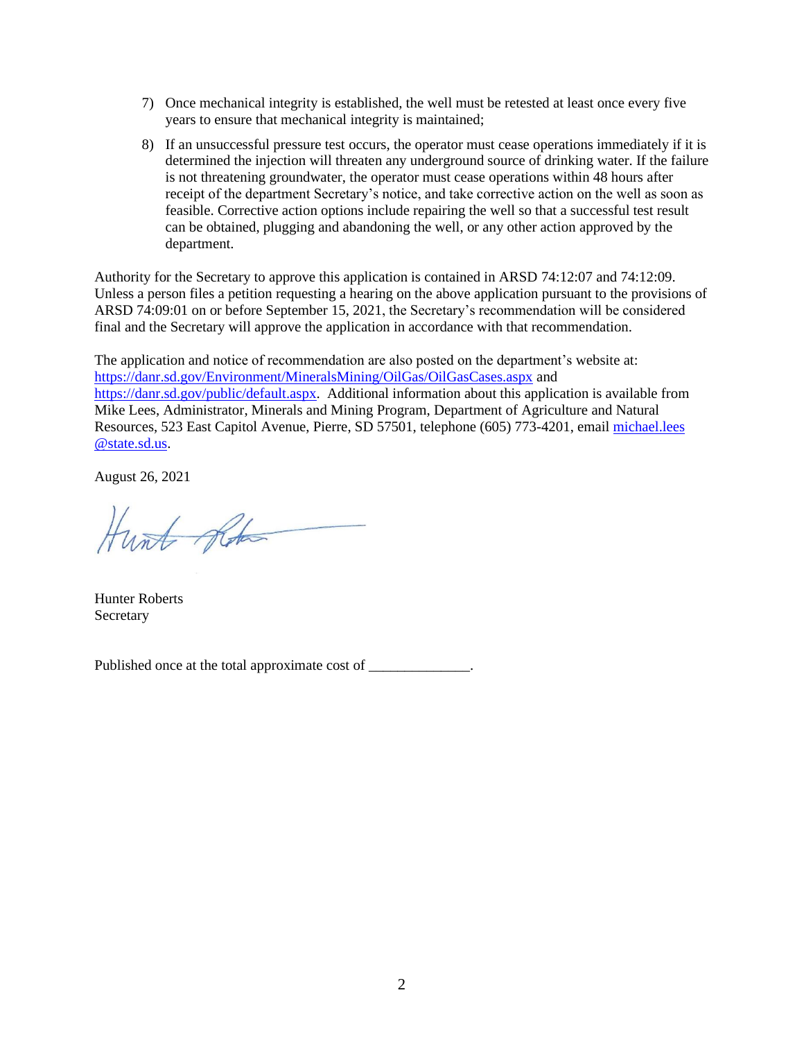7) Once mechanical integrity is established, the well must be retested at least once every five years to ensure that mechanical integrity is maintained;

8) If an unsuccessful pressure test occurs, the operator must cease operations immediately if it is determined the injection will threaten any underground source of drinking water. If the failure is not threatening groundwater, the operator must cease operations within 48 hours after receipt of the department Secretary's notice, and take corrective action on the well as soon as feasible. Corrective action options include repairing the well so that a successful test result can be obtained, plugging and abandoning the well, or any other action approved by the department.

Authority for the Secretary to approve this application is contained in ARSD 74:12:07 and 74:12:09. Unless a person files a petition requesting a hearing on the above application pursuant to the provisions of ARSD 74:09:01 on or before September 15, 2021, the Secretary's recommendation will be considered final and the Secretary will approve the application in accordance with that recommendation.

The application and notice of recommendation are also posted on the department's website at: https://danr.sd.gov/Environment/MineralsMining/OilGas/OilGasCases.aspx and https://danr.sd.gov/public/default.aspx. Additional information about this application is available from Mike Lees, Administrator, Minerals and Mining Program, Department of Agriculture and Natural Resources, 523 East Capitol Avenue, Pierre, SD 57501, telephone (605) 773-4201, email michael.lees@state.sd.us.

August 26, 2021

Hunter Roberts
Secretary

Published once at the total approximate cost of _____________.